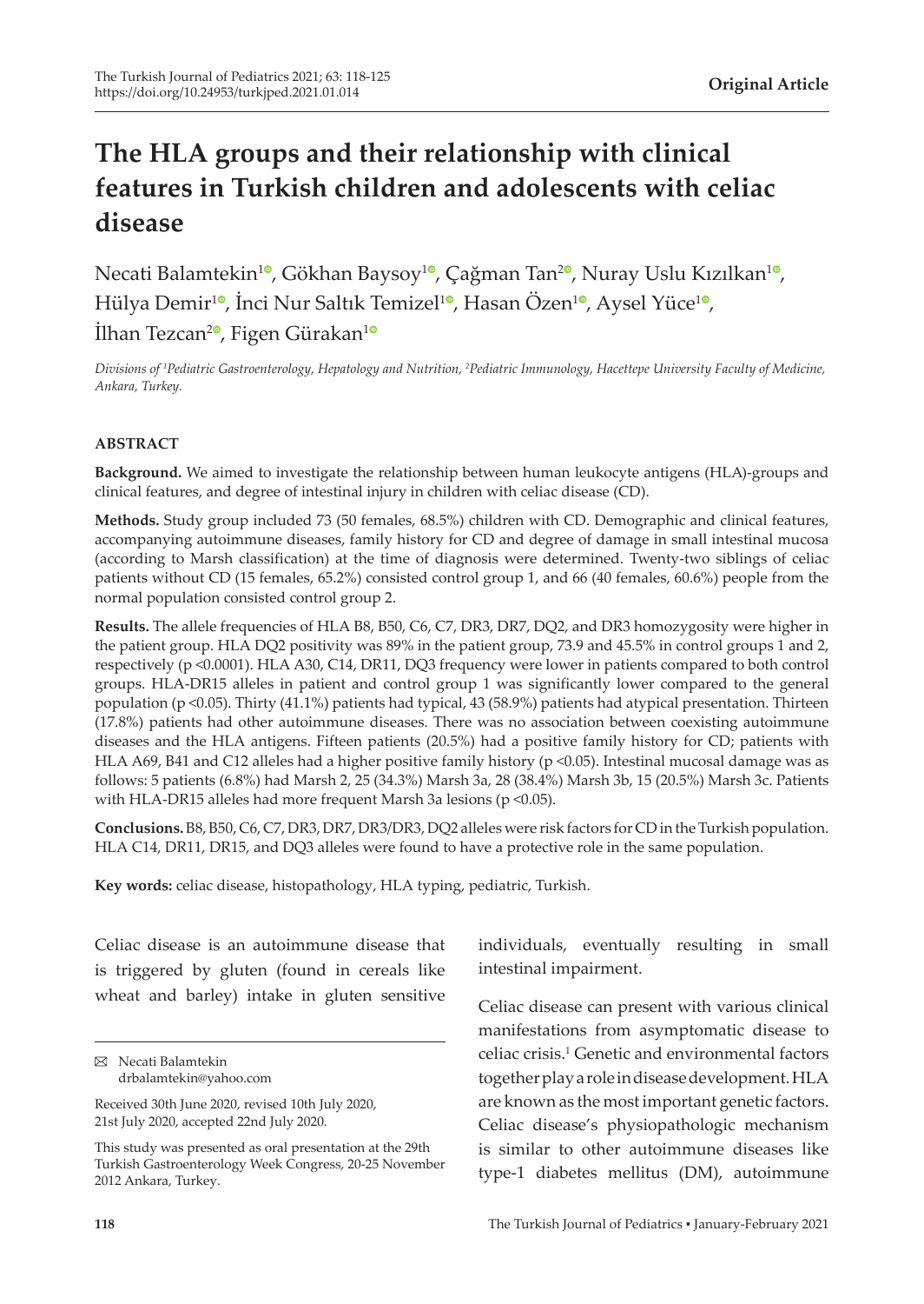**Original Article**

# The HLA groups and their relationship with clinical features in Turkish children and adolescents with celiac disease

Necati Balamtekin[1], Gökhan Baysoy[1], Çağman Tan[2], Nuray Uslu Kızılkan[1], Hülya Demir[1], İnci Nur Saltık Temizel[1], Hasan Özen[1], Aysel Yüce[1], İlhan Tezcan[2], Figen Gürakan[1]

*Divisions of [1]Pediatric Gastroenterology, Hepatology and Nutrition, [2]Pediatric Immunology, Hacettepe University Faculty of Medicine, Ankara, Turkey.*

## ABSTRACT

**Background.** We aimed to investigate the relationship between human leukocyte antigens (HLA)-groups and clinical features, and degree of intestinal injury in children with celiac disease (CD).

**Methods.** Study group included 73 (50 females, 68.5%) children with CD. Demographic and clinical features, accompanying autoimmune diseases, family history for CD and degree of damage in small intestinal mucosa (according to Marsh classification) at the time of diagnosis were determined. Twenty-two siblings of celiac patients without CD (15 females, 65.2%) consisted control group 1, and 66 (40 females, 60.6%) people from the normal population consisted control group 2.

**Results.** The allele frequencies of HLA B8, B50, C6, C7, DR3, DR7, DQ2, and DR3 homozygosity were higher in the patient group. HLA DQ2 positivity was 89% in the patient group, 73.9 and 45.5% in control groups 1 and 2, respectively ($p < 0.0001$). HLA A30, C14, DR11, DQ3 frequency were lower in patients compared to both control groups. HLA-DR15 alleles in patient and control group 1 was significantly lower compared to the general population ($p < 0.05$). Thirty (41.1%) patients had typical, 43 (58.9%) patients had atypical presentation. Thirteen (17.8%) patients had other autoimmune diseases. There was no association between coexisting autoimmune diseases and the HLA antigens. Fifteen patients (20.5%) had a positive family history for CD; patients with HLA A69, B41 and C12 alleles had a higher positive family history ($p < 0.05$). Intestinal mucosal damage was as follows: 5 patients (6.8%) had Marsh 2, 25 (34.3%) Marsh 3a, 28 (38.4%) Marsh 3b, 15 (20.5%) Marsh 3c. Patients with HLA-DR15 alleles had more frequent Marsh 3a lesions ($p < 0.05$).

**Conclusions.** B8, B50, C6, C7, DR3, DR7, DR3/DR3, DQ2 alleles were risk factors for CD in the Turkish population. HLA C14, DR11, DR15, and DQ3 alleles were found to have a protective role in the same population.

**Key words:** celiac disease, histopathology, HLA typing, pediatric, Turkish.

Celiac disease is an autoimmune disease that is triggered by gluten (found in cereals like wheat and barley) intake in gluten sensitive individuals, eventually resulting in small intestinal impairment.

Celiac disease can present with various clinical manifestations from asymptomatic disease to celiac crisis.[1] Genetic and environmental factors together play a role in disease development. HLA are known as the most important genetic factors. Celiac disease's physiopathologic mechanism is similar to other autoimmune diseases like type-1 diabetes mellitus (DM), autoimmune

✉ Necati Balamtekin
drbalamtekin@yahoo.com

Received 30th June 2020, revised 10th July 2020, 21st July 2020, accepted 22nd July 2020.

This study was presented as oral presentation at the 29th Turkish Gastroenterology Week Congress, 20-25 November 2012 Ankara, Turkey.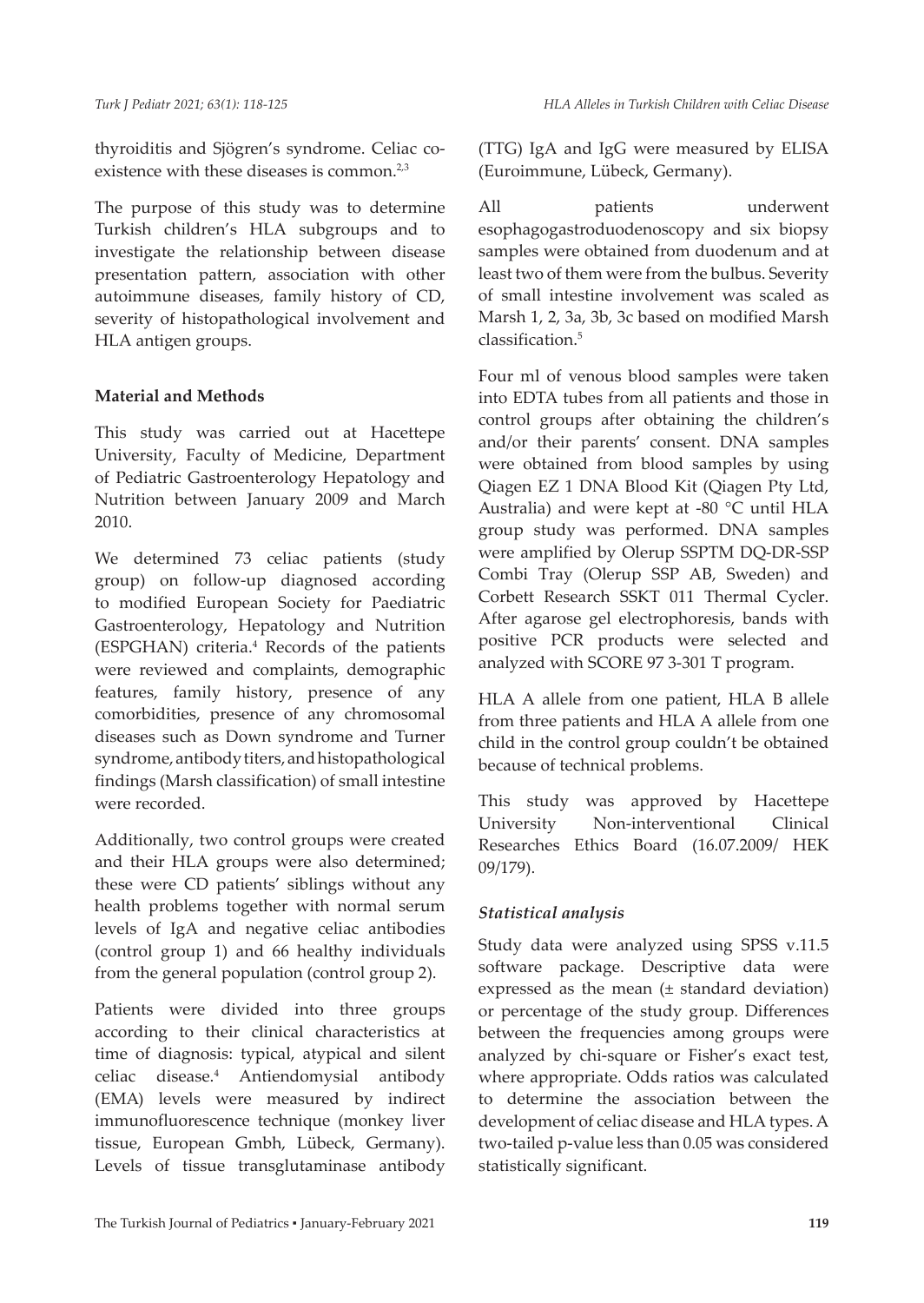thyroiditis and Sjögren's syndrome. Celiac co-existence with these diseases is common.[2,3]

The purpose of this study was to determine Turkish children's HLA subgroups and to investigate the relationship between disease presentation pattern, association with other autoimmune diseases, family history of CD, severity of histopathological involvement and HLA antigen groups.

## Material and Methods

This study was carried out at Hacettepe University, Faculty of Medicine, Department of Pediatric Gastroenterology Hepatology and Nutrition between January 2009 and March 2010.

We determined 73 celiac patients (study group) on follow-up diagnosed according to modified European Society for Paediatric Gastroenterology, Hepatology and Nutrition (ESPGHAN) criteria.[4] Records of the patients were reviewed and complaints, demographic features, family history, presence of any comorbidities, presence of any chromosomal diseases such as Down syndrome and Turner syndrome, antibody titers, and histopathological findings (Marsh classification) of small intestine were recorded.

Additionally, two control groups were created and their HLA groups were also determined; these were CD patients' siblings without any health problems together with normal serum levels of IgA and negative celiac antibodies (control group 1) and 66 healthy individuals from the general population (control group 2).

Patients were divided into three groups according to their clinical characteristics at time of diagnosis: typical, atypical and silent celiac disease.[4] Antiendomysial antibody (EMA) levels were measured by indirect immunofluorescence technique (monkey liver tissue, European Gmbh, Lübeck, Germany). Levels of tissue transglutaminase antibody (TTG) IgA and IgG were measured by ELISA (Euroimmune, Lübeck, Germany).

All patients underwent esophagogastroduodenoscopy and six biopsy samples were obtained from duodenum and at least two of them were from the bulbus. Severity of small intestine involvement was scaled as Marsh 1, 2, 3a, 3b, 3c based on modified Marsh classification.[5]

Four ml of venous blood samples were taken into EDTA tubes from all patients and those in control groups after obtaining the children's and/or their parents' consent. DNA samples were obtained from blood samples by using Qiagen EZ 1 DNA Blood Kit (Qiagen Pty Ltd, Australia) and were kept at -80 °C until HLA group study was performed. DNA samples were amplified by Olerup SSPTM DQ-DR-SSP Combi Tray (Olerup SSP AB, Sweden) and Corbett Research SSKT 011 Thermal Cycler. After agarose gel electrophoresis, bands with positive PCR products were selected and analyzed with SCORE 97 3-301 T program.

HLA A allele from one patient, HLA B allele from three patients and HLA A allele from one child in the control group couldn't be obtained because of technical problems.

This study was approved by Hacettepe University Non-interventional Clinical Researches Ethics Board (16.07.2009/ HEK 09/179).

### *Statistical analysis*

Study data were analyzed using SPSS v.11.5 software package. Descriptive data were expressed as the mean (± standard deviation) or percentage of the study group. Differences between the frequencies among groups were analyzed by chi-square or Fisher's exact test, where appropriate. Odds ratios was calculated to determine the association between the development of celiac disease and HLA types. A two-tailed p-value less than 0.05 was considered statistically significant.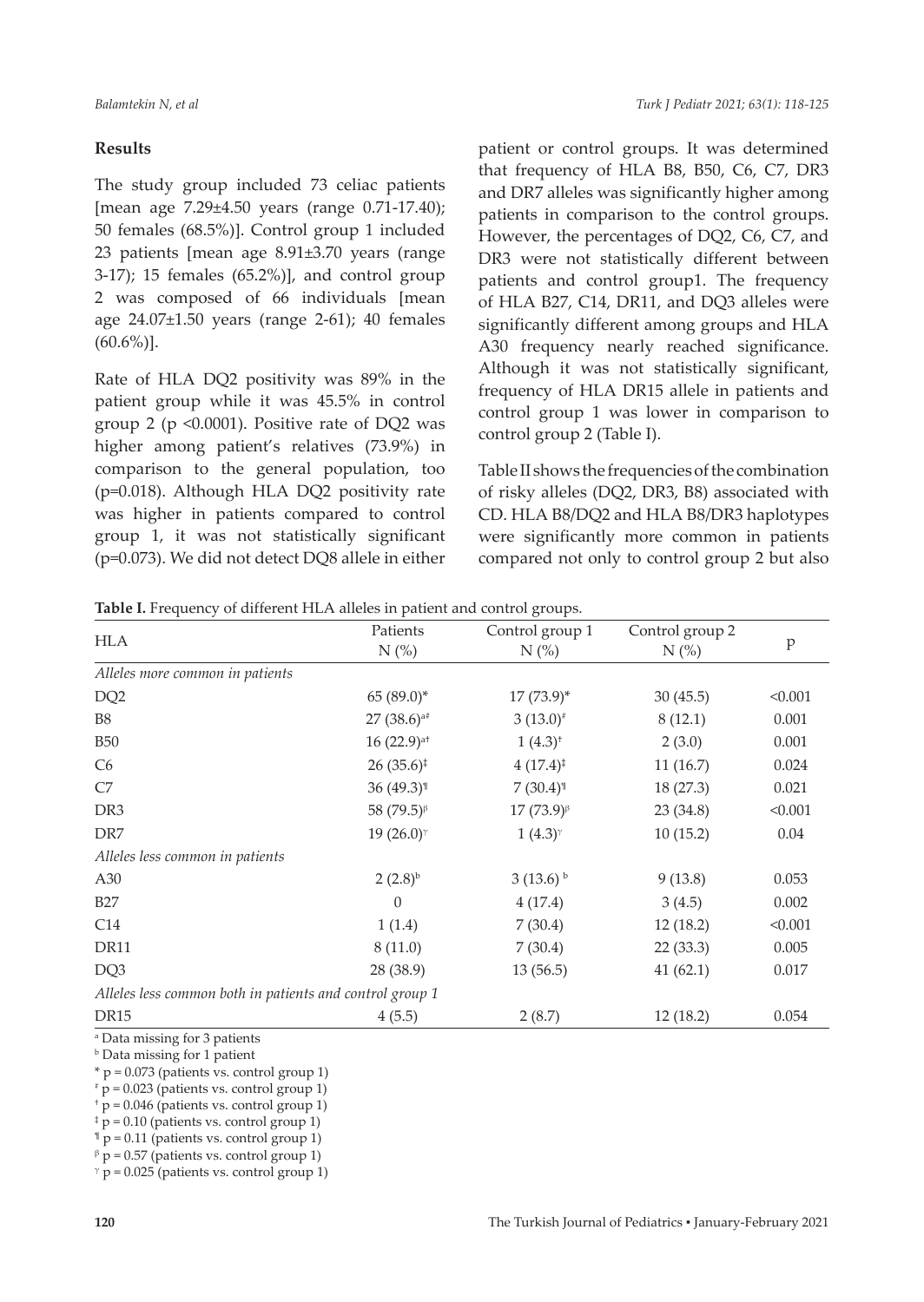## Results

The study group included 73 celiac patients [mean age 7.29±4.50 years (range 0.71-17.40); 50 females (68.5%)]. Control group 1 included 23 patients [mean age 8.91±3.70 years (range 3-17); 15 females (65.2%)], and control group 2 was composed of 66 individuals [mean age 24.07±1.50 years (range 2-61); 40 females (60.6%)].

Rate of HLA DQ2 positivity was 89% in the patient group while it was 45.5% in control group 2 ($p < 0.0001$). Positive rate of DQ2 was higher among patient's relatives (73.9%) in comparison to the general population, too ($p=0.018$). Although HLA DQ2 positivity rate was higher in patients compared to control group 1, it was not statistically significant ($p=0.073$). We did not detect DQ8 allele in either patient or control groups. It was determined that frequency of HLA B8, B50, C6, C7, DR3 and DR7 alleles was significantly higher among patients in comparison to the control groups. However, the percentages of DQ2, C6, C7, and DR3 were not statistically different between patients and control group1. The frequency of HLA B27, C14, DR11, and DQ3 alleles were significantly different among groups and HLA A30 frequency nearly reached significance. Although it was not statistically significant, frequency of HLA DR15 allele in patients and control group 1 was lower in comparison to control group 2 (Table I).

Table II shows the frequencies of the combination of risky alleles (DQ2, DR3, B8) associated with CD. HLA B8/DQ2 and HLA B8/DR3 haplotypes were significantly more common in patients compared not only to control group 2 but also

**Table I.** Frequency of different HLA alleles in patient and control groups.

| HLA | Patients N (%) | Control group 1 N (%) | Control group 2 N (%) | p |
|---|---|---|---|---|
| *Alleles more common in patients* | | | | |
| DQ2 | 65 (89.0)* | 17 (73.9)* | 30 (45.5) | <0.001 |
| B8 | 27 (38.6)[a≠] | 3 (13.0)[≠] | 8 (12.1) | 0.001 |
| B50 | 16 (22.9)[a†] | 1 (4.3)[†] | 2 (3.0) | 0.001 |
| C6 | 26 (35.6)[‡] | 4 (17.4)[‡] | 11 (16.7) | 0.024 |
| C7 | 36 (49.3)[¶] | 7 (30.4)[¶] | 18 (27.3) | 0.021 |
| DR3 | 58 (79.5)[β] | 17 (73.9)[β] | 23 (34.8) | <0.001 |
| DR7 | 19 (26.0)[γ] | 1 (4.3)[γ] | 10 (15.2) | 0.04 |
| *Alleles less common in patients* | | | | |
| A30 | 2 (2.8)[b] | 3 (13.6)[b] | 9 (13.8) | 0.053 |
| B27 | 0 | 4 (17.4) | 3 (4.5) | 0.002 |
| C14 | 1 (1.4) | 7 (30.4) | 12 (18.2) | <0.001 |
| DR11 | 8 (11.0) | 7 (30.4) | 22 (33.3) | 0.005 |
| DQ3 | 28 (38.9) | 13 (56.5) | 41 (62.1) | 0.017 |
| *Alleles less common both in patients and control group 1* | | | | |
| DR15 | 4 (5.5) | 2 (8.7) | 12 (18.2) | 0.054 |

[a] Data missing for 3 patients
[b] Data missing for 1 patient
\* $p = 0.073$ (patients vs. control group 1)
[≠] $p = 0.023$ (patients vs. control group 1)
[†] $p = 0.046$ (patients vs. control group 1)
[‡] $p = 0.10$ (patients vs. control group 1)
[¶] $p = 0.11$ (patients vs. control group 1)
[β] $p = 0.57$ (patients vs. control group 1)
[γ] $p = 0.025$ (patients vs. control group 1)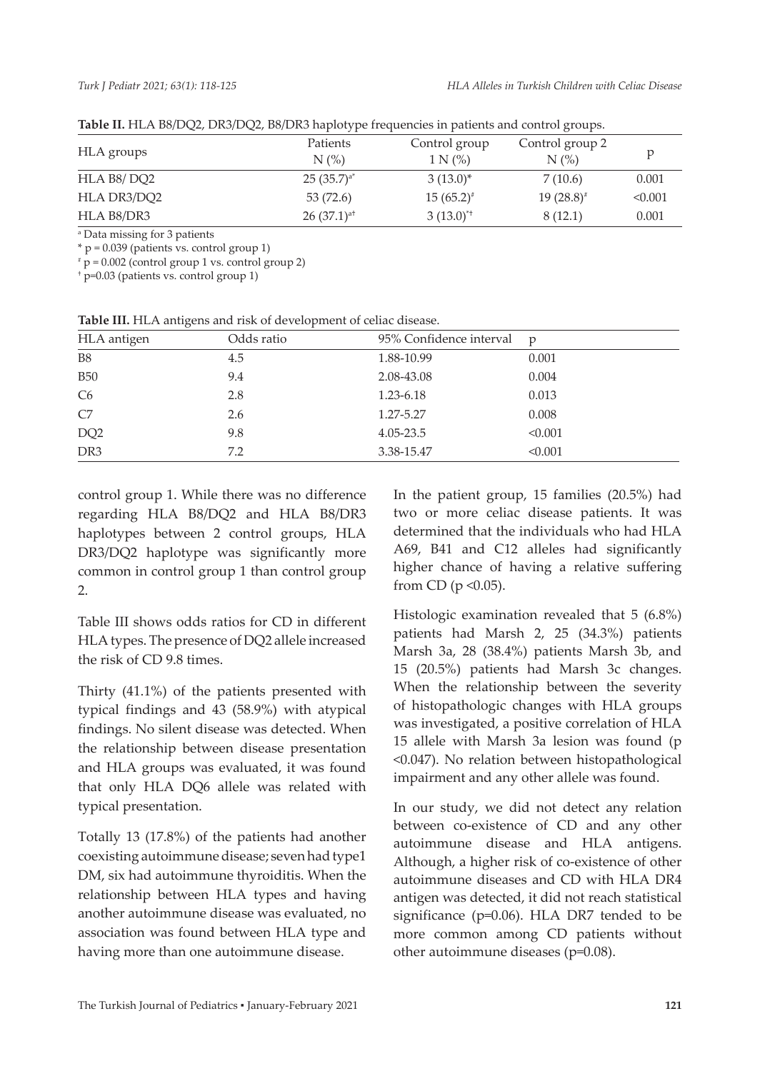**Table II.** HLA B8/DQ2, DR3/DQ2, B8/DR3 haplotype frequencies in patients and control groups.

| HLA groups | Patients N (%) | Control group 1 N (%) | Control group 2 N (%) | p |
|---|---|---|---|---|
| HLA B8/ DQ2 | 25 (35.7)[a*] | 3 (13.0)* | 7 (10.6) | 0.001 |
| HLA DR3/DQ2 | 53 (72.6) | 15 (65.2)[‡] | 19 (28.8)[‡] | <0.001 |
| HLA B8/DR3 | 26 (37.1)[a†] | 3 (13.0)[*†] | 8 (12.1) | 0.001 |

[a] Data missing for 3 patients

* p = 0.039 (patients vs. control group 1)

[‡] p = 0.002 (control group 1 vs. control group 2)

[†] p=0.03 (patients vs. control group 1)

**Table III.** HLA antigens and risk of development of celiac disease.

| HLA antigen | Odds ratio | 95% Confidence interval | p |
|---|---|---|---|
| B8 | 4.5 | 1.88-10.99 | 0.001 |
| B50 | 9.4 | 2.08-43.08 | 0.004 |
| C6 | 2.8 | 1.23-6.18 | 0.013 |
| C7 | 2.6 | 1.27-5.27 | 0.008 |
| DQ2 | 9.8 | 4.05-23.5 | <0.001 |
| DR3 | 7.2 | 3.38-15.47 | <0.001 |

control group 1. While there was no difference regarding HLA B8/DQ2 and HLA B8/DR3 haplotypes between 2 control groups, HLA DR3/DQ2 haplotype was significantly more common in control group 1 than control group 2.

Table III shows odds ratios for CD in different HLA types. The presence of DQ2 allele increased the risk of CD 9.8 times.

Thirty (41.1%) of the patients presented with typical findings and 43 (58.9%) with atypical findings. No silent disease was detected. When the relationship between disease presentation and HLA groups was evaluated, it was found that only HLA DQ6 allele was related with typical presentation.

Totally 13 (17.8%) of the patients had another coexisting autoimmune disease; seven had type1 DM, six had autoimmune thyroiditis. When the relationship between HLA types and having another autoimmune disease was evaluated, no association was found between HLA type and having more than one autoimmune disease.

In the patient group, 15 families (20.5%) had two or more celiac disease patients. It was determined that the individuals who had HLA A69, B41 and C12 alleles had significantly higher chance of having a relative suffering from CD ($p < 0.05$).

Histologic examination revealed that 5 (6.8%) patients had Marsh 2, 25 (34.3%) patients Marsh 3a, 28 (38.4%) patients Marsh 3b, and 15 (20.5%) patients had Marsh 3c changes. When the relationship between the severity of histopathologic changes with HLA groups was investigated, a positive correlation of HLA 15 allele with Marsh 3a lesion was found ($p < 0.047$). No relation between histopathological impairment and any other allele was found.

In our study, we did not detect any relation between co-existence of CD and any other autoimmune disease and HLA antigens. Although, a higher risk of co-existence of other autoimmune diseases and CD with HLA DR4 antigen was detected, it did not reach statistical significance ($p=0.06$). HLA DR7 tended to be more common among CD patients without other autoimmune diseases ($p=0.08$).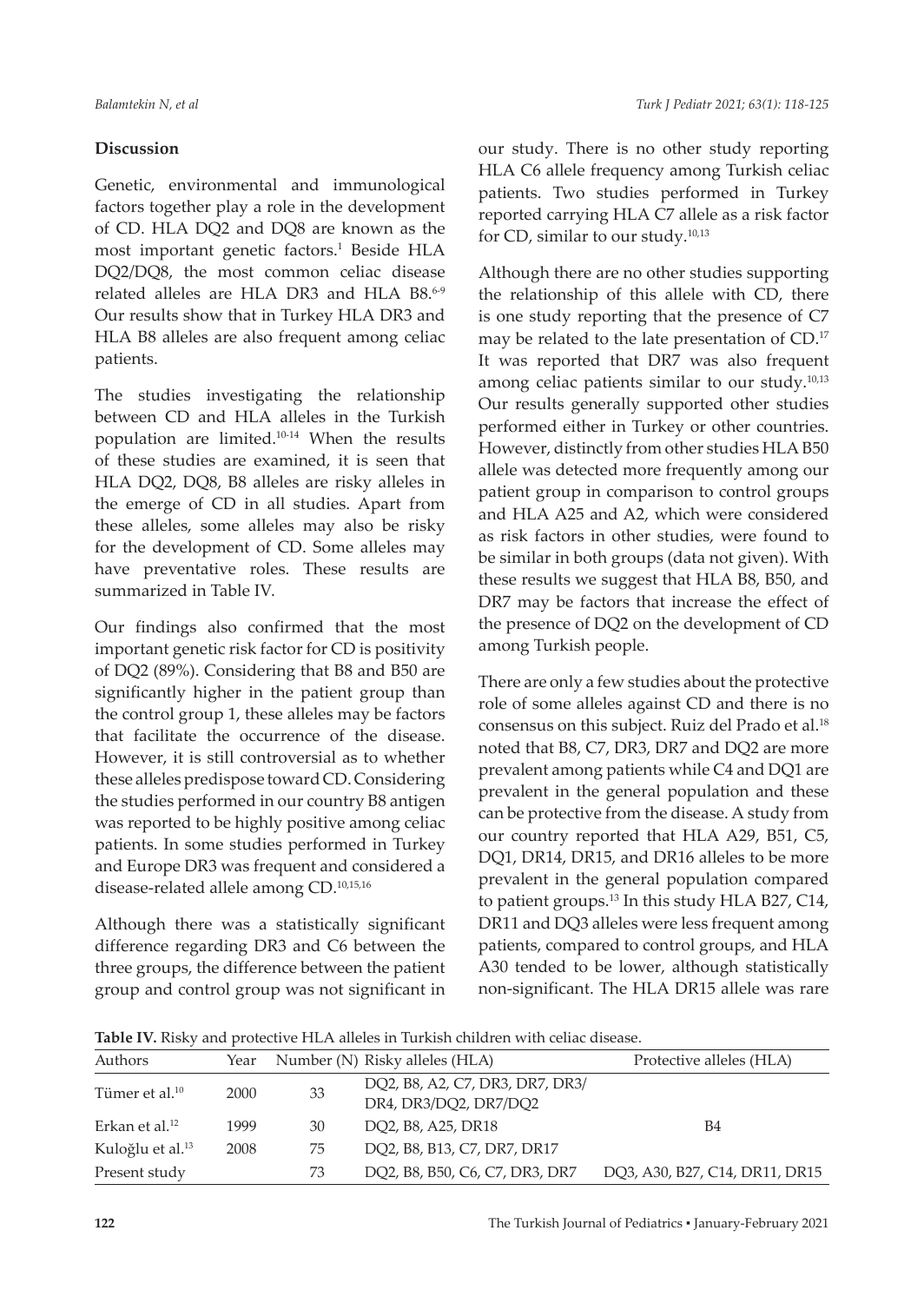## Discussion

Genetic, environmental and immunological factors together play a role in the development of CD. HLA DQ2 and DQ8 are known as the most important genetic factors.[1] Beside HLA DQ2/DQ8, the most common celiac disease related alleles are HLA DR3 and HLA B8.[6-9] Our results show that in Turkey HLA DR3 and HLA B8 alleles are also frequent among celiac patients.

The studies investigating the relationship between CD and HLA alleles in the Turkish population are limited.[10-14] When the results of these studies are examined, it is seen that HLA DQ2, DQ8, B8 alleles are risky alleles in the emerge of CD in all studies. Apart from these alleles, some alleles may also be risky for the development of CD. Some alleles may have preventative roles. These results are summarized in Table IV.

Our findings also confirmed that the most important genetic risk factor for CD is positivity of DQ2 (89%). Considering that B8 and B50 are significantly higher in the patient group than the control group 1, these alleles may be factors that facilitate the occurrence of the disease. However, it is still controversial as to whether these alleles predispose toward CD. Considering the studies performed in our country B8 antigen was reported to be highly positive among celiac patients. In some studies performed in Turkey and Europe DR3 was frequent and considered a disease-related allele among CD.[10,15,16]

Although there was a statistically significant difference regarding DR3 and C6 between the three groups, the difference between the patient group and control group was not significant in our study. There is no other study reporting HLA C6 allele frequency among Turkish celiac patients. Two studies performed in Turkey reported carrying HLA C7 allele as a risk factor for CD, similar to our study.[10,13]

Although there are no other studies supporting the relationship of this allele with CD, there is one study reporting that the presence of C7 may be related to the late presentation of CD.[17] It was reported that DR7 was also frequent among celiac patients similar to our study.[10,13] Our results generally supported other studies performed either in Turkey or other countries. However, distinctly from other studies HLA B50 allele was detected more frequently among our patient group in comparison to control groups and HLA A25 and A2, which were considered as risk factors in other studies, were found to be similar in both groups (data not given). With these results we suggest that HLA B8, B50, and DR7 may be factors that increase the effect of the presence of DQ2 on the development of CD among Turkish people.

There are only a few studies about the protective role of some alleles against CD and there is no consensus on this subject. Ruiz del Prado et al.[18] noted that B8, C7, DR3, DR7 and DQ2 are more prevalent among patients while C4 and DQ1 are prevalent in the general population and these can be protective from the disease. A study from our country reported that HLA A29, B51, C5, DQ1, DR14, DR15, and DR16 alleles to be more prevalent in the general population compared to patient groups.[13] In this study HLA B27, C14, DR11 and DQ3 alleles were less frequent among patients, compared to control groups, and HLA A30 tended to be lower, although statistically non-significant. The HLA DR15 allele was rare

**Table IV.** Risky and protective HLA alleles in Turkish children with celiac disease.

| Authors | Year | Number (N) | Risky alleles (HLA) | Protective alleles (HLA) |
|---|---|---|---|---|
| Tümer et al.[10] | 2000 | 33 | DQ2, B8, A2, C7, DR3, DR7, DR3/ DR4, DR3/DQ2, DR7/DQ2 | |
| Erkan et al.[12] | 1999 | 30 | DQ2, B8, A25, DR18 | B4 |
| Kuloğlu et al.[13] | 2008 | 75 | DQ2, B8, B13, C7, DR7, DR17 | |
| Present study | | 73 | DQ2, B8, B50, C6, C7, DR3, DR7 | DQ3, A30, B27, C14, DR11, DR15 |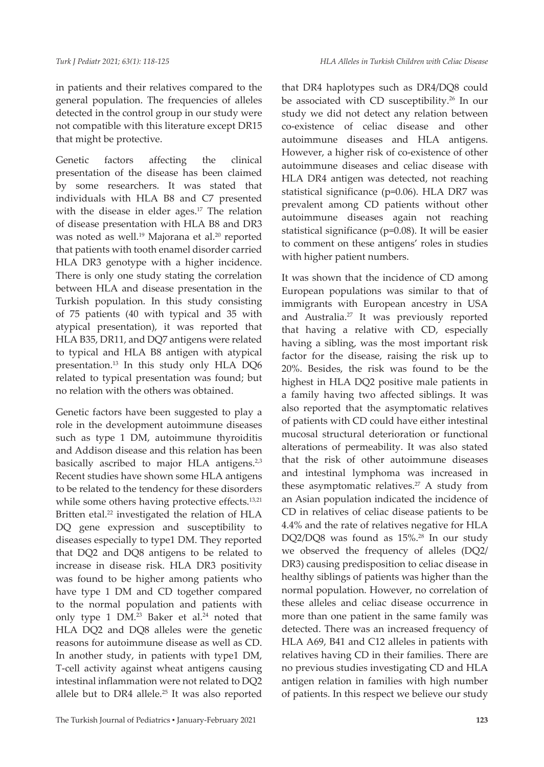in patients and their relatives compared to the general population. The frequencies of alleles detected in the control group in our study were not compatible with this literature except DR15 that might be protective.

Genetic factors affecting the clinical presentation of the disease has been claimed by some researchers. It was stated that individuals with HLA B8 and C7 presented with the disease in elder ages.[17] The relation of disease presentation with HLA B8 and DR3 was noted as well.[19] Majorana et al.[20] reported that patients with tooth enamel disorder carried HLA DR3 genotype with a higher incidence. There is only one study stating the correlation between HLA and disease presentation in the Turkish population. In this study consisting of 75 patients (40 with typical and 35 with atypical presentation), it was reported that HLA B35, DR11, and DQ7 antigens were related to typical and HLA B8 antigen with atypical presentation.[13] In this study only HLA DQ6 related to typical presentation was found; but no relation with the others was obtained.

Genetic factors have been suggested to play a role in the development autoimmune diseases such as type 1 DM, autoimmune thyroiditis and Addison disease and this relation has been basically ascribed to major HLA antigens.[2,3] Recent studies have shown some HLA antigens to be related to the tendency for these disorders while some others having protective effects.[13,21] Britten etal.[22] investigated the relation of HLA DQ gene expression and susceptibility to diseases especially to type1 DM. They reported that DQ2 and DQ8 antigens to be related to increase in disease risk. HLA DR3 positivity was found to be higher among patients who have type 1 DM and CD together compared to the normal population and patients with only type 1 DM.[23] Baker et al.[24] noted that HLA DQ2 and DQ8 alleles were the genetic reasons for autoimmune disease as well as CD. In another study, in patients with type1 DM, T-cell activity against wheat antigens causing intestinal inflammation were not related to DQ2 allele but to DR4 allele.[25] It was also reported that DR4 haplotypes such as DR4/DQ8 could be associated with CD susceptibility.[26] In our study we did not detect any relation between co-existence of celiac disease and other autoimmune diseases and HLA antigens. However, a higher risk of co-existence of other autoimmune diseases and celiac disease with HLA DR4 antigen was detected, not reaching statistical significance ($p=0.06$). HLA DR7 was prevalent among CD patients without other autoimmune diseases again not reaching statistical significance ($p=0.08$). It will be easier to comment on these antigens' roles in studies with higher patient numbers.

It was shown that the incidence of CD among European populations was similar to that of immigrants with European ancestry in USA and Australia.[27] It was previously reported that having a relative with CD, especially having a sibling, was the most important risk factor for the disease, raising the risk up to 20%. Besides, the risk was found to be the highest in HLA DQ2 positive male patients in a family having two affected siblings. It was also reported that the asymptomatic relatives of patients with CD could have either intestinal mucosal structural deterioration or functional alterations of permeability. It was also stated that the risk of other autoimmune diseases and intestinal lymphoma was increased in these asymptomatic relatives.[27] A study from an Asian population indicated the incidence of CD in relatives of celiac disease patients to be 4.4% and the rate of relatives negative for HLA DQ2/DQ8 was found as 15%.[28] In our study we observed the frequency of alleles (DQ2/DR3) causing predisposition to celiac disease in healthy siblings of patients was higher than the normal population. However, no correlation of these alleles and celiac disease occurrence in more than one patient in the same family was detected. There was an increased frequency of HLA A69, B41 and C12 alleles in patients with relatives having CD in their families. There are no previous studies investigating CD and HLA antigen relation in families with high number of patients. In this respect we believe our study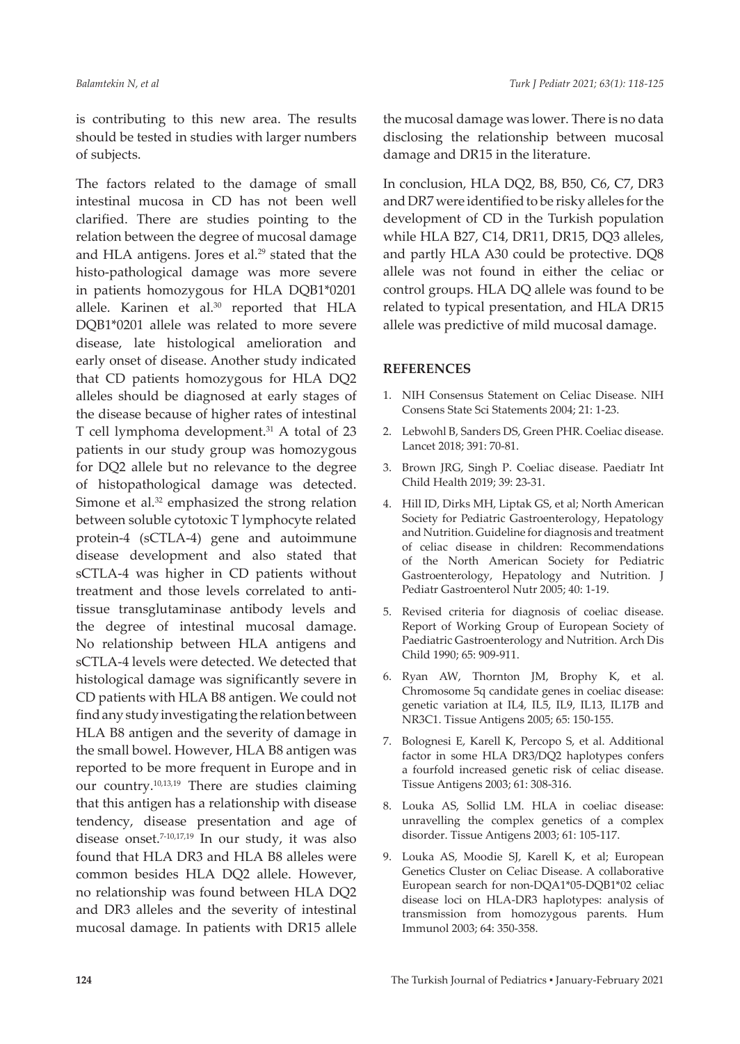is contributing to this new area. The results should be tested in studies with larger numbers of subjects.

The factors related to the damage of small intestinal mucosa in CD has not been well clarified. There are studies pointing to the relation between the degree of mucosal damage and HLA antigens. Jores et al.[29] stated that the histo-pathological damage was more severe in patients homozygous for HLA DQB1*0201 allele. Karinen et al.[30] reported that HLA DQB1*0201 allele was related to more severe disease, late histological amelioration and early onset of disease. Another study indicated that CD patients homozygous for HLA DQ2 alleles should be diagnosed at early stages of the disease because of higher rates of intestinal T cell lymphoma development.[31] A total of 23 patients in our study group was homozygous for DQ2 allele but no relevance to the degree of histopathological damage was detected. Simone et al.[32] emphasized the strong relation between soluble cytotoxic T lymphocyte related protein-4 (sCTLA-4) gene and autoimmune disease development and also stated that sCTLA-4 was higher in CD patients without treatment and those levels correlated to anti-tissue transglutaminase antibody levels and the degree of intestinal mucosal damage. No relationship between HLA antigens and sCTLA-4 levels were detected. We detected that histological damage was significantly severe in CD patients with HLA B8 antigen. We could not find any study investigating the relation between HLA B8 antigen and the severity of damage in the small bowel. However, HLA B8 antigen was reported to be more frequent in Europe and in our country.[10,13,19] There are studies claiming that this antigen has a relationship with disease tendency, disease presentation and age of disease onset.[7-10,17,19] In our study, it was also found that HLA DR3 and HLA B8 alleles were common besides HLA DQ2 allele. However, no relationship was found between HLA DQ2 and DR3 alleles and the severity of intestinal mucosal damage. In patients with DR15 allele the mucosal damage was lower. There is no data disclosing the relationship between mucosal damage and DR15 in the literature.

In conclusion, HLA DQ2, B8, B50, C6, C7, DR3 and DR7 were identified to be risky alleles for the development of CD in the Turkish population while HLA B27, C14, DR11, DR15, DQ3 alleles, and partly HLA A30 could be protective. DQ8 allele was not found in either the celiac or control groups. HLA DQ allele was found to be related to typical presentation, and HLA DR15 allele was predictive of mild mucosal damage.

## REFERENCES

1. NIH Consensus Statement on Celiac Disease. NIH Consens State Sci Statements 2004; 21: 1-23.
2. Lebwohl B, Sanders DS, Green PHR. Coeliac disease. Lancet 2018; 391: 70-81.
3. Brown JRG, Singh P. Coeliac disease. Paediatr Int Child Health 2019; 39: 23-31.
4. Hill ID, Dirks MH, Liptak GS, et al; North American Society for Pediatric Gastroenterology, Hepatology and Nutrition. Guideline for diagnosis and treatment of celiac disease in children: Recommendations of the North American Society for Pediatric Gastroenterology, Hepatology and Nutrition. J Pediatr Gastroenterol Nutr 2005; 40: 1-19.
5. Revised criteria for diagnosis of coeliac disease. Report of Working Group of European Society of Paediatric Gastroenterology and Nutrition. Arch Dis Child 1990; 65: 909-911.
6. Ryan AW, Thornton JM, Brophy K, et al. Chromosome 5q candidate genes in coeliac disease: genetic variation at IL4, IL5, IL9, IL13, IL17B and NR3C1. Tissue Antigens 2005; 65: 150-155.
7. Bolognesi E, Karell K, Percopo S, et al. Additional factor in some HLA DR3/DQ2 haplotypes confers a fourfold increased genetic risk of celiac disease. Tissue Antigens 2003; 61: 308-316.
8. Louka AS, Sollid LM. HLA in coeliac disease: unravelling the complex genetics of a complex disorder. Tissue Antigens 2003; 61: 105-117.
9. Louka AS, Moodie SJ, Karell K, et al; European Genetics Cluster on Celiac Disease. A collaborative European search for non-DQA1*05-DQB1*02 celiac disease loci on HLA-DR3 haplotypes: analysis of transmission from homozygous parents. Hum Immunol 2003; 64: 350-358.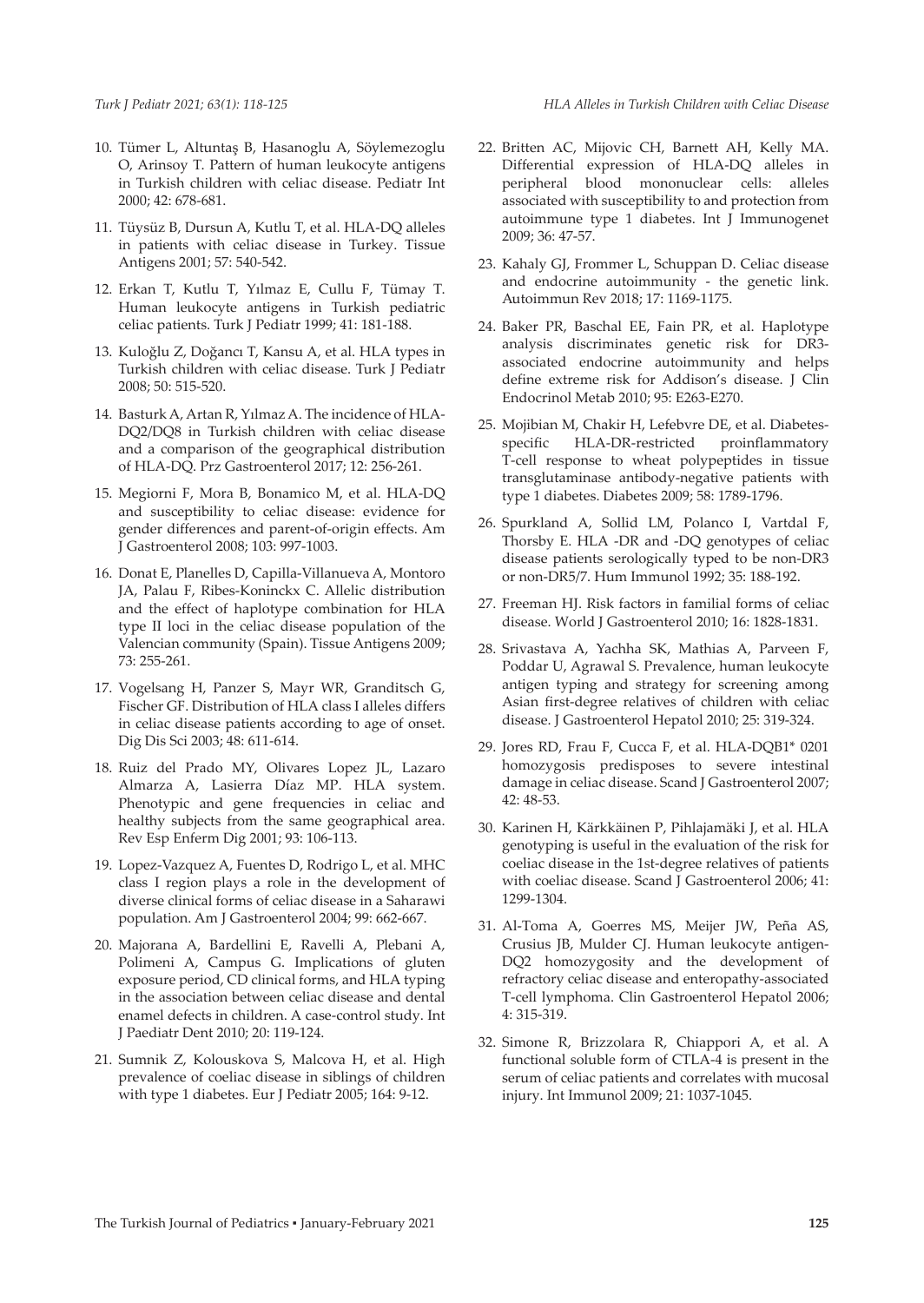10. Tümer L, Altuntaş B, Hasanoglu A, Söylemezoglu O, Arinsoy T. Pattern of human leukocyte antigens in Turkish children with celiac disease. Pediatr Int 2000; 42: 678-681.

11. Tüysüz B, Dursun A, Kutlu T, et al. HLA-DQ alleles in patients with celiac disease in Turkey. Tissue Antigens 2001; 57: 540-542.

12. Erkan T, Kutlu T, Yılmaz E, Cullu F, Tümay T. Human leukocyte antigens in Turkish pediatric celiac patients. Turk J Pediatr 1999; 41: 181-188.

13. Kuloğlu Z, Doğancı T, Kansu A, et al. HLA types in Turkish children with celiac disease. Turk J Pediatr 2008; 50: 515-520.

14. Basturk A, Artan R, Yılmaz A. The incidence of HLA-DQ2/DQ8 in Turkish children with celiac disease and a comparison of the geographical distribution of HLA-DQ. Prz Gastroenterol 2017; 12: 256-261.

15. Megiorni F, Mora B, Bonamico M, et al. HLA-DQ and susceptibility to celiac disease: evidence for gender differences and parent-of-origin effects. Am J Gastroenterol 2008; 103: 997-1003.

16. Donat E, Planelles D, Capilla-Villanueva A, Montoro JA, Palau F, Ribes-Koninckx C. Allelic distribution and the effect of haplotype combination for HLA type II loci in the celiac disease population of the Valencian community (Spain). Tissue Antigens 2009; 73: 255-261.

17. Vogelsang H, Panzer S, Mayr WR, Granditsch G, Fischer GF. Distribution of HLA class I alleles differs in celiac disease patients according to age of onset. Dig Dis Sci 2003; 48: 611-614.

18. Ruiz del Prado MY, Olivares Lopez JL, Lazaro Almarza A, Lasierra Díaz MP. HLA system. Phenotypic and gene frequencies in celiac and healthy subjects from the same geographical area. Rev Esp Enferm Dig 2001; 93: 106-113.

19. Lopez-Vazquez A, Fuentes D, Rodrigo L, et al. MHC class I region plays a role in the development of diverse clinical forms of celiac disease in a Saharawi population. Am J Gastroenterol 2004; 99: 662-667.

20. Majorana A, Bardellini E, Ravelli A, Plebani A, Polimeni A, Campus G. Implications of gluten exposure period, CD clinical forms, and HLA typing in the association between celiac disease and dental enamel defects in children. A case-control study. Int J Paediatr Dent 2010; 20: 119-124.

21. Sumnik Z, Kolouskova S, Malcova H, et al. High prevalence of coeliac disease in siblings of children with type 1 diabetes. Eur J Pediatr 2005; 164: 9-12.

22. Britten AC, Mijovic CH, Barnett AH, Kelly MA. Differential expression of HLA-DQ alleles in peripheral blood mononuclear cells: alleles associated with susceptibility to and protection from autoimmune type 1 diabetes. Int J Immunogenet 2009; 36: 47-57.

23. Kahaly GJ, Frommer L, Schuppan D. Celiac disease and endocrine autoimmunity - the genetic link. Autoimmun Rev 2018; 17: 1169-1175.

24. Baker PR, Baschal EE, Fain PR, et al. Haplotype analysis discriminates genetic risk for DR3-associated endocrine autoimmunity and helps define extreme risk for Addison's disease. J Clin Endocrinol Metab 2010; 95: E263-E270.

25. Mojibian M, Chakir H, Lefebvre DE, et al. Diabetes-specific HLA-DR-restricted proinflammatory T-cell response to wheat polypeptides in tissue transglutaminase antibody-negative patients with type 1 diabetes. Diabetes 2009; 58: 1789-1796.

26. Spurkland A, Sollid LM, Polanco I, Vartdal F, Thorsby E. HLA -DR and -DQ genotypes of celiac disease patients serologically typed to be non-DR3 or non-DR5/7. Hum Immunol 1992; 35: 188-192.

27. Freeman HJ. Risk factors in familial forms of celiac disease. World J Gastroenterol 2010; 16: 1828-1831.

28. Srivastava A, Yachha SK, Mathias A, Parveen F, Poddar U, Agrawal S. Prevalence, human leukocyte antigen typing and strategy for screening among Asian first-degree relatives of children with celiac disease. J Gastroenterol Hepatol 2010; 25: 319-324.

29. Jores RD, Frau F, Cucca F, et al. HLA-DQB1* 0201 homozygosis predisposes to severe intestinal damage in celiac disease. Scand J Gastroenterol 2007; 42: 48-53.

30. Karinen H, Kärkkäinen P, Pihlajamäki J, et al. HLA genotyping is useful in the evaluation of the risk for coeliac disease in the 1st-degree relatives of patients with coeliac disease. Scand J Gastroenterol 2006; 41: 1299-1304.

31. Al-Toma A, Goerres MS, Meijer JW, Peña AS, Crusius JB, Mulder CJ. Human leukocyte antigen-DQ2 homozygosity and the development of refractory celiac disease and enteropathy-associated T-cell lymphoma. Clin Gastroenterol Hepatol 2006; 4: 315-319.

32. Simone R, Brizzolara R, Chiappori A, et al. A functional soluble form of CTLA-4 is present in the serum of celiac patients and correlates with mucosal injury. Int Immunol 2009; 21: 1037-1045.